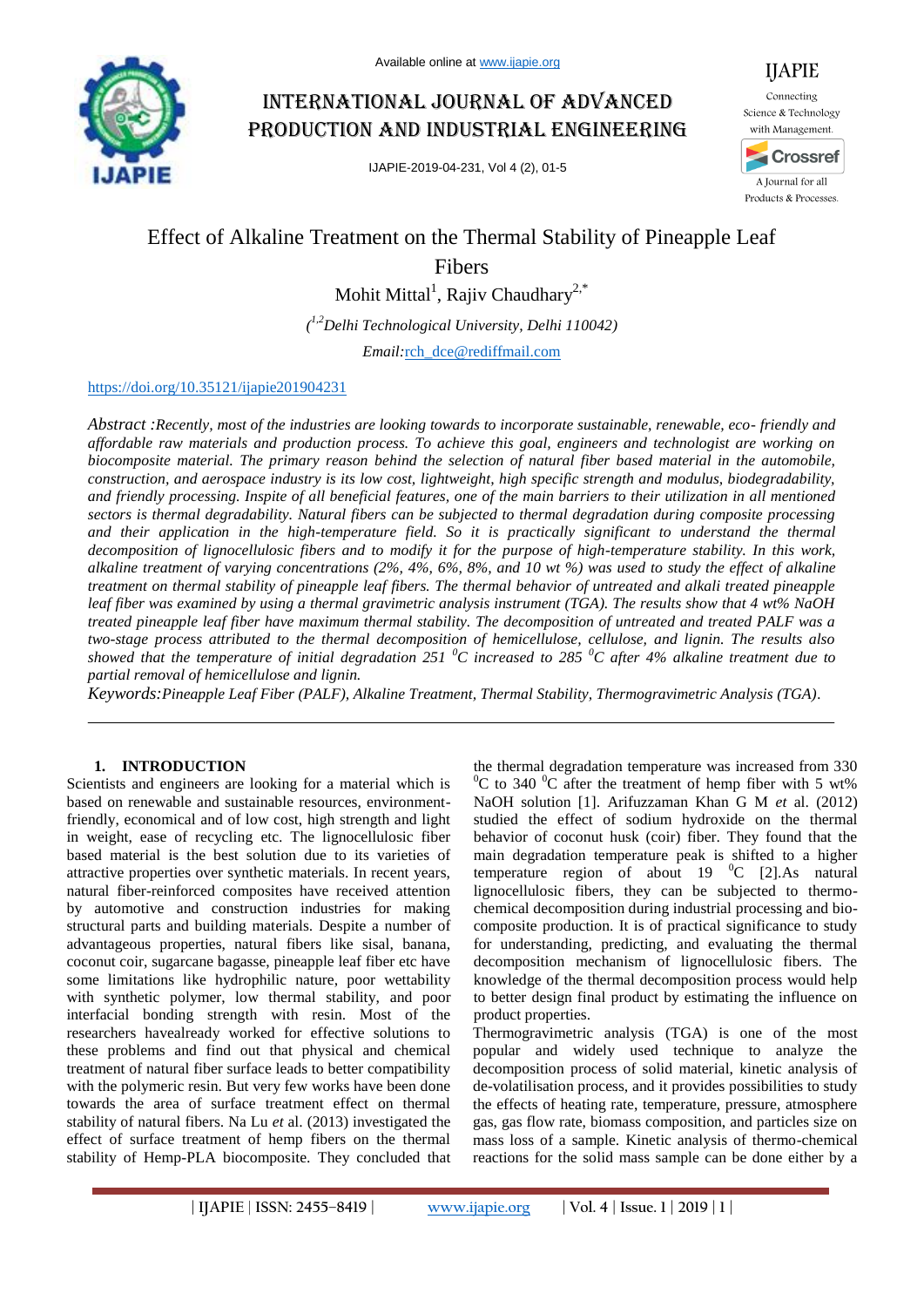Available online at www.ijapie.org

# International Journal of Advanced Production and Industrial Engineering

IJAPIE-2019-04-231, Vol 4 (2), 01-5

# Effect of Alkaline Treatment on the Thermal Stability of Pineapple Leaf Fibers

Mohit Mittal[1], Rajiv Chaudhary[2,*]

*([1,2]Delhi Technological University, Delhi 110042)*

*Email:* rch_dce@rediffmail.com

https://doi.org/10.35121/ijapie201904231

*Abstract :Recently, most of the industries are looking towards to incorporate sustainable, renewable, eco- friendly and affordable raw materials and production process. To achieve this goal, engineers and technologist are working on biocomposite material. The primary reason behind the selection of natural fiber based material in the automobile, construction, and aerospace industry is its low cost, lightweight, high specific strength and modulus, biodegradability, and friendly processing. Inspite of all beneficial features, one of the main barriers to their utilization in all mentioned sectors is thermal degradability. Natural fibers can be subjected to thermal degradation during composite processing and their application in the high-temperature field. So it is practically significant to understand the thermal decomposition of lignocellulosic fibers and to modify it for the purpose of high-temperature stability. In this work, alkaline treatment of varying concentrations (2%, 4%, 6%, 8%, and 10 wt %) was used to study the effect of alkaline treatment on thermal stability of pineapple leaf fibers. The thermal behavior of untreated and alkali treated pineapple leaf fiber was examined by using a thermal gravimetric analysis instrument (TGA). The results show that 4 wt% NaOH treated pineapple leaf fiber have maximum thermal stability. The decomposition of untreated and treated PALF was a two-stage process attributed to the thermal decomposition of hemicellulose, cellulose, and lignin. The results also showed that the temperature of initial degradation 251 $^{0}C$ increased to 285 $^{0}C$ after 4% alkaline treatment due to partial removal of hemicellulose and lignin.*

*Keywords:Pineapple Leaf Fiber (PALF), Alkaline Treatment, Thermal Stability, Thermogravimetric Analysis (TGA).*

---

## 1. INTRODUCTION

Scientists and engineers are looking for a material which is based on renewable and sustainable resources, environment-friendly, economical and of low cost, high strength and light in weight, ease of recycling etc. The lignocellulosic fiber based material is the best solution due to its varieties of attractive properties over synthetic materials. In recent years, natural fiber-reinforced composites have received attention by automotive and construction industries for making structural parts and building materials. Despite a number of advantageous properties, natural fibers like sisal, banana, coconut coir, sugarcane bagasse, pineapple leaf fiber etc have some limitations like hydrophilic nature, poor wettability with synthetic polymer, low thermal stability, and poor interfacial bonding strength with resin. Most of the researchers havealready worked for effective solutions to these problems and find out that physical and chemical treatment of natural fiber surface leads to better compatibility with the polymeric resin. But very few works have been done towards the area of surface treatment effect on thermal stability of natural fibers. Na Lu *et* al. (2013) investigated the effect of surface treatment of hemp fibers on the thermal stability of Hemp-PLA biocomposite. They concluded that the thermal degradation temperature was increased from 330 $^{0}C$ to 340 $^{0}C$ after the treatment of hemp fiber with 5 wt% NaOH solution [1]. Arifuzzaman Khan G M *et* al. (2012) studied the effect of sodium hydroxide on the thermal behavior of coconut husk (coir) fiber. They found that the main degradation temperature peak is shifted to a higher temperature region of about 19 $^{0}C$ [2].As natural lignocellulosic fibers, they can be subjected to thermo-chemical decomposition during industrial processing and bio-composite production. It is of practical significance to study for understanding, predicting, and evaluating the thermal decomposition mechanism of lignocellulosic fibers. The knowledge of the thermal decomposition process would help to better design final product by estimating the influence on product properties.

Thermogravimetric analysis (TGA) is one of the most popular and widely used technique to analyze the decomposition process of solid material, kinetic analysis of de-volatilisation process, and it provides possibilities to study the effects of heating rate, temperature, pressure, atmosphere gas, gas flow rate, biomass composition, and particles size on mass loss of a sample. Kinetic analysis of thermo-chemical reactions for the solid mass sample can be done either by a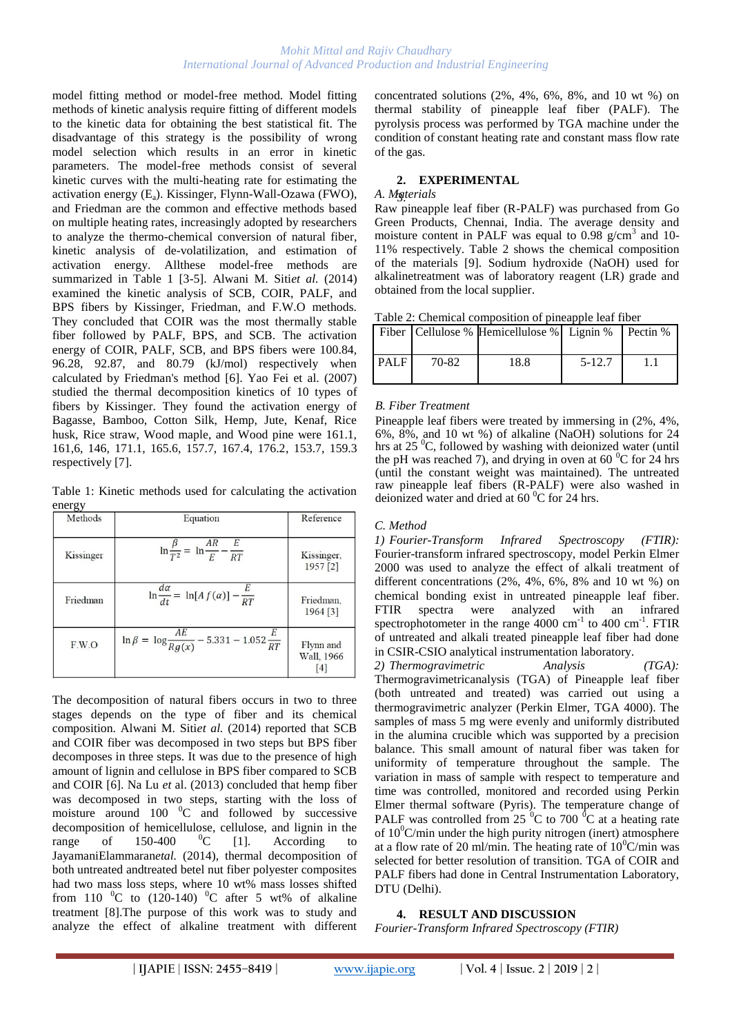model fitting method or model-free method. Model fitting methods of kinetic analysis require fitting of different models to the kinetic data for obtaining the best statistical fit. The disadvantage of this strategy is the possibility of wrong model selection which results in an error in kinetic parameters. The model-free methods consist of several kinetic curves with the multi-heating rate for estimating the activation energy ($E_a$). Kissinger, Flynn-Wall-Ozawa (FWO), and Friedman are the common and effective methods based on multiple heating rates, increasingly adopted by researchers to analyze the thermo-chemical conversion of natural fiber, kinetic analysis of de-volatilization, and estimation of activation energy. Allthese model-free methods are summarized in Table 1 [3-5]. Alwani M. Siti*et al.* (2014) examined the kinetic analysis of SCB, COIR, PALF, and BPS fibers by Kissinger, Friedman, and F.W.O methods. They concluded that COIR was the most thermally stable fiber followed by PALF, BPS, and SCB. The activation energy of COIR, PALF, SCB, and BPS fibers were 100.84, 96.28, 92.87, and 80.79 (kJ/mol) respectively when calculated by Friedman's method [6]. Yao Fei et al. (2007) studied the thermal decomposition kinetics of 10 types of fibers by Kissinger. They found the activation energy of Bagasse, Bamboo, Cotton Silk, Hemp, Jute, Kenaf, Rice husk, Rice straw, Wood maple, and Wood pine were 161.1, 161,6, 146, 171.1, 165.6, 157.7, 167.4, 176.2, 153.7, 159.3 respectively [7].

Table 1: Kinetic methods used for calculating the activation energy

| Methods | Equation | Reference |
|---|---|---|
| Kissinger | $\ln\frac{\beta}{T^2} = \ln\frac{AR}{E} - \frac{E}{RT}$ | Kissinger, 1957 [2] |
| Friedman | $\ln\frac{d\alpha}{dt} = \ln[A\,f(\alpha)] - \frac{E}{RT}$ | Friedman, 1964 [3] |
| F.W.O | $\ln\beta = \log\frac{AE}{Rg(x)} - 5.331 - 1.052\frac{E}{RT}$ | Flynn and Wall, 1966 [4] |

The decomposition of natural fibers occurs in two to three stages depends on the type of fiber and its chemical composition. Alwani M. Siti*et al.* (2014) reported that SCB and COIR fiber was decomposed in two steps but BPS fiber decomposes in three steps. It was due to the presence of high amount of lignin and cellulose in BPS fiber compared to SCB and COIR [6]. Na Lu *et* al. (2013) concluded that hemp fiber was decomposed in two steps, starting with the loss of moisture around 100 $^0$C and followed by successive decomposition of hemicellulose, cellulose, and lignin in the range of 150-400 $^0$C [1]. According to JayamaniElammaran*etal.* (2014), thermal decomposition of both untreated andtreated betel nut fiber polyester composites had two mass loss steps, where 10 wt% mass losses shifted from 110 $^0$C to (120-140) $^0$C after 5 wt% of alkaline treatment [8].The purpose of this work was to study and analyze the effect of alkaline treatment with different concentrated solutions (2%, 4%, 6%, 8%, and 10 wt %) on thermal stability of pineapple leaf fiber (PALF). The pyrolysis process was performed by TGA machine under the condition of constant heating rate and constant mass flow rate of the gas.

## 2. EXPERIMENTAL

### A. Materials

Raw pineapple leaf fiber (R-PALF) was purchased from Go Green Products, Chennai, India. The average density and moisture content in PALF was equal to 0.98 g/cm$^3$ and 10-11% respectively. Table 2 shows the chemical composition of the materials [9]. Sodium hydroxide (NaOH) used for alkalinetreatment was of laboratory reagent (LR) grade and obtained from the local supplier.

Table 2: Chemical composition of pineapple leaf fiber

| Fiber | Cellulose % | Hemicellulose % | Lignin % | Pectin % |
|---|---|---|---|---|
| PALF | 70-82 | 18.8 | 5-12.7 | 1.1 |

### B. Fiber Treatment

Pineapple leaf fibers were treated by immersing in (2%, 4%, 6%, 8%, and 10 wt %) of alkaline (NaOH) solutions for 24 hrs at 25 $^0$C, followed by washing with deionized water (until the pH was reached 7), and drying in oven at 60 $^0$C for 24 hrs (until the constant weight was maintained). The untreated raw pineapple leaf fibers (R-PALF) were also washed in deionized water and dried at 60 $^0$C for 24 hrs.

### C. Method

*1) Fourier-Transform Infrared Spectroscopy (FTIR):* Fourier-transform infrared spectroscopy, model Perkin Elmer 2000 was used to analyze the effect of alkali treatment of different concentrations (2%, 4%, 6%, 8% and 10 wt %) on chemical bonding exist in untreated pineapple leaf fiber. FTIR spectra were analyzed with an infrared spectrophotometer in the range 4000 cm$^{-1}$ to 400 cm$^{-1}$. FTIR of untreated and alkali treated pineapple leaf fiber had done in CSIR-CSIO analytical instrumentation laboratory.

*2) Thermogravimetric Analysis (TGA):* Thermogravimetricanalysis (TGA) of Pineapple leaf fiber (both untreated and treated) was carried out using a thermogravimetric analyzer (Perkin Elmer, TGA 4000). The samples of mass 5 mg were evenly and uniformly distributed in the alumina crucible which was supported by a precision balance. This small amount of natural fiber was taken for uniformity of temperature throughout the sample. The variation in mass of sample with respect to temperature and time was controlled, monitored and recorded using Perkin Elmer thermal software (Pyris). The temperature change of PALF was controlled from 25 $^0$C to 700 $^0$C at a heating rate of 10$^0$C/min under the high purity nitrogen (inert) atmosphere at a flow rate of 20 ml/min. The heating rate of 10$^0$C/min was selected for better resolution of transition. TGA of COIR and PALF fibers had done in Central Instrumentation Laboratory, DTU (Delhi).

## 4. RESULT AND DISCUSSION

*Fourier-Transform Infrared Spectroscopy (FTIR)*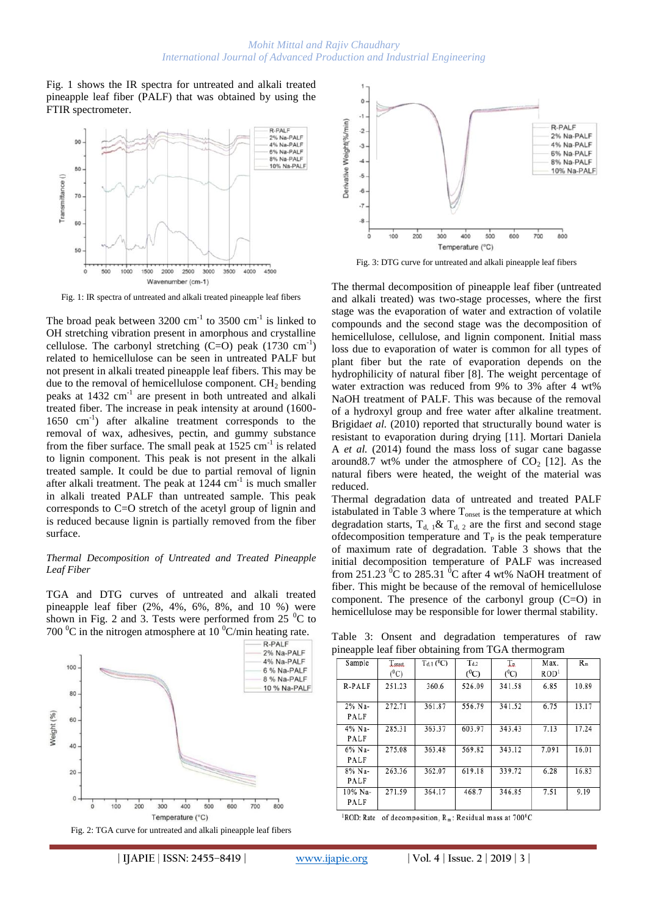Fig. 1 shows the IR spectra for untreated and alkali treated pineapple leaf fiber (PALF) that was obtained by using the FTIR spectrometer.

Fig. 1: IR spectra of untreated and alkali treated pineapple leaf fibers

The broad peak between 3200 $cm^{-1}$ to 3500 $cm^{-1}$ is linked to OH stretching vibration present in amorphous and crystalline cellulose. The carbonyl stretching (C=O) peak (1730 $cm^{-1}$) related to hemicellulose can be seen in untreated PALF but not present in alkali treated pineapple leaf fibers. This may be due to the removal of hemicellulose component. $CH_2$ bending peaks at 1432 $cm^{-1}$ are present in both untreated and alkali treated fiber. The increase in peak intensity at around (1600-1650 $cm^{-1}$) after alkaline treatment corresponds to the removal of wax, adhesives, pectin, and gummy substance from the fiber surface. The small peak at 1525 $cm^{-1}$ is related to lignin component. This peak is not present in the alkali treated sample. It could be due to partial removal of lignin after alkali treatment. The peak at 1244 $cm^{-1}$ is much smaller in alkali treated PALF than untreated sample. This peak corresponds to C=O stretch of the acetyl group of lignin and is reduced because lignin is partially removed from the fiber surface.

*Thermal Decomposition of Untreated and Treated Pineapple Leaf Fiber*

TGA and DTG curves of untreated and alkali treated pineapple leaf fiber (2%, 4%, 6%, 8%, and 10 %) were shown in Fig. 2 and 3. Tests were performed from 25 $^0$C to 700 $^0$C in the nitrogen atmosphere at 10 $^0$C/min heating rate.

Fig. 2: TGA curve for untreated and alkali pineapple leaf fibers

Fig. 3: DTG curve for untreated and alkali treated pineapple leaf fibers

The thermal decomposition of pineapple leaf fiber (untreated and alkali treated) was two-stage processes, where the first stage was the evaporation of water and extraction of volatile compounds and the second stage was the decomposition of hemicellulose, cellulose, and lignin component. Initial mass loss due to evaporation of water is common for all types of plant fiber but the rate of evaporation depends on the hydrophilicity of natural fiber [8]. The weight percentage of water extraction was reduced from 9% to 3% after 4 wt% NaOH treatment of PALF. This was because of the removal of a hydroxyl group and free water after alkaline treatment. Brigida*et al.* (2010) reported that structurally bound water is resistant to evaporation during drying [11]. Mortari Daniela A *et al.* (2014) found the mass loss of sugar cane bagasse around8.7 wt% under the atmosphere of $CO_2$ [12]. As the natural fibers were heated, the weight of the material was reduced.

Thermal degradation data of untreated and treated PALF istabulated in Table 3 where $T_{onset}$ is the temperature at which degradation starts, $T_{d,\,1}$& $T_{d,\,2}$ are the first and second stage ofdecomposition temperature and $T_P$ is the peak temperature of maximum rate of degradation. Table 3 shows that the initial decomposition temperature of PALF was increased from 251.23 $^0$C to 285.31 $^0$C after 4 wt% NaOH treatment of fiber. This might be because of the removal of hemicellulose component. The presence of the carbonyl group (C=O) in hemicellulose may be responsible for lower thermal stability.

Table 3: Onset and degradation temperatures of raw pineapple leaf fiber obtaining from TGA thermogram

| Sample | $T_{onset}$ ($^0$C) | $T_{d.1}$ ($^0$C) | $T_{d.2}$ ($^0$C) | $T_p$ ($^0$C) | Max. ROD[1] | $R_m$ |
|---|---|---|---|---|---|---|
| R-PALF | 251.23 | 360.6 | 526.09 | 341.58 | 6.85 | 10.89 |
| 2% Na-PALF | 272.71 | 361.87 | 556.79 | 341.52 | 6.75 | 13.17 |
| 4% Na-PALF | 285.31 | 363.37 | 603.97 | 343.43 | 7.13 | 17.24 |
| 6% Na-PALF | 275.08 | 363.48 | 569.82 | 343.12 | 7.091 | 16.01 |
| 8% Na-PALF | 263.36 | 362.07 | 619.18 | 339.72 | 6.28 | 16.83 |
| 10% Na-PALF | 271.59 | 364.17 | 468.7 | 346.85 | 7.51 | 9.19 |

[1]ROD: Rate of decomposition, $R_m$: Residual mass at 700$^0$C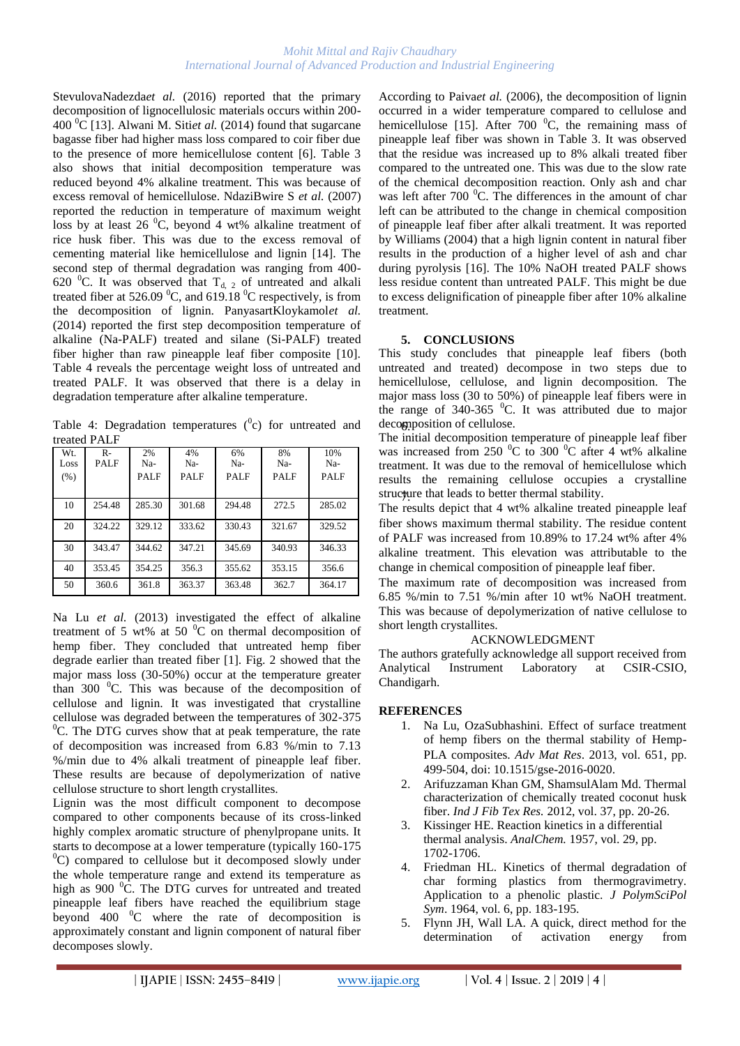StevulovaNadezda*et al.* (2016) reported that the primary decomposition of lignocellulosic materials occurs within 200-400 $^0$C [13]. Alwani M. Siti*et al.* (2014) found that sugarcane bagasse fiber had higher mass loss compared to coir fiber due to the presence of more hemicellulose content [6]. Table 3 also shows that initial decomposition temperature was reduced beyond 4% alkaline treatment. This was because of excess removal of hemicellulose. NdaziBwire S *et al.* (2007) reported the reduction in temperature of maximum weight loss by at least 26 $^0$C, beyond 4 wt% alkaline treatment of rice husk fiber. This was due to the excess removal of cementing material like hemicellulose and lignin [14]. The second step of thermal degradation was ranging from 400-620 $^0$C. It was observed that $T_{d,\ 2}$ of untreated and alkali treated fiber at 526.09 $^0$C, and 619.18 $^0$C respectively, is from the decomposition of lignin. PanyasartKloykamol*et al.* (2014) reported the first step decomposition temperature of alkaline (Na-PALF) treated and silane (Si-PALF) treated fiber higher than raw pineapple leaf fiber composite [10]. Table 4 reveals the percentage weight loss of untreated and treated PALF. It was observed that there is a delay in degradation temperature after alkaline temperature.

Table 4: Degradation temperatures ($^0$c) for untreated and treated PALF

| Wt. Loss (%) | R-PALF | 2% Na-PALF | 4% Na-PALF | 6% Na-PALF | 8% Na-PALF | 10% Na-PALF |
|---|---|---|---|---|---|---|
| 10 | 254.48 | 285.30 | 301.68 | 294.48 | 272.5 | 285.02 |
| 20 | 324.22 | 329.12 | 333.62 | 330.43 | 321.67 | 329.52 |
| 30 | 343.47 | 344.62 | 347.21 | 345.69 | 340.93 | 346.33 |
| 40 | 353.45 | 354.25 | 356.3 | 355.62 | 353.15 | 356.6 |
| 50 | 360.6 | 361.8 | 363.37 | 363.48 | 362.7 | 364.17 |

Na Lu *et al.* (2013) investigated the effect of alkaline treatment of 5 wt% at 50 $^0$C on thermal decomposition of hemp fiber. They concluded that untreated hemp fiber degrade earlier than treated fiber [1]. Fig. 2 showed that the major mass loss (30-50%) occur at the temperature greater than 300 $^0$C. This was because of the decomposition of cellulose and lignin. It was investigated that crystalline cellulose was degraded between the temperatures of 302-375 $^0$C. The DTG curves show that at peak temperature, the rate of decomposition was increased from 6.83 %/min to 7.13 %/min due to 4% alkali treatment of pineapple leaf fiber. These results are because of depolymerization of native cellulose structure to short length crystallites.

Lignin was the most difficult component to decompose compared to other components because of its cross-linked highly complex aromatic structure of phenylpropane units. It starts to decompose at a lower temperature (typically 160-175 $^0$C) compared to cellulose but it decomposed slowly under the whole temperature range and extend its temperature as high as 900 $^0$C. The DTG curves for untreated and treated pineapple leaf fibers have reached the equilibrium stage beyond 400 $^0$C where the rate of decomposition is approximately constant and lignin component of natural fiber decomposes slowly.

According to Paiva*et al.* (2006), the decomposition of lignin occurred in a wider temperature compared to cellulose and hemicellulose [15]. After 700 $^0$C, the remaining mass of pineapple leaf fiber was shown in Table 3. It was observed that the residue was increased up to 8% alkali treated fiber compared to the untreated one. This was due to the slow rate of the chemical decomposition reaction. Only ash and char was left after 700 $^0$C. The differences in the amount of char left can be attributed to the change in chemical composition of pineapple leaf fiber after alkali treatment. It was reported by Williams (2004) that a high lignin content in natural fiber results in the production of a higher level of ash and char during pyrolysis [16]. The 10% NaOH treated PALF shows less residue content than untreated PALF. This might be due to excess delignification of pineapple fiber after 10% alkaline treatment.

## 5. CONCLUSIONS

This study concludes that pineapple leaf fibers (both untreated and treated) decompose in two steps due to hemicellulose, cellulose, and lignin decomposition. The major mass loss (30 to 50%) of pineapple leaf fibers were in the range of 340-365 $^0$C. It was attributed due to major decomposition of cellulose.

The initial decomposition temperature of pineapple leaf fiber was increased from 250 $^0$C to 300 $^0$C after 4 wt% alkaline treatment. It was due to the removal of hemicellulose which results the remaining cellulose occupies a crystalline structure that leads to better thermal stability.

The results depict that 4 wt% alkaline treated pineapple leaf fiber shows maximum thermal stability. The residue content of PALF was increased from 10.89% to 17.24 wt% after 4% alkaline treatment. This elevation was attributable to the change in chemical composition of pineapple leaf fiber.

The maximum rate of decomposition was increased from 6.85 %/min to 7.51 %/min after 10 wt% NaOH treatment. This was because of depolymerization of native cellulose to short length crystallites.

ACKNOWLEDGMENT

The authors gratefully acknowledge all support received from Analytical Instrument Laboratory at CSIR-CSIO, Chandigarh.

## REFERENCES

1. Na Lu, OzaSubhashini. Effect of surface treatment of hemp fibers on the thermal stability of Hemp-PLA composites. *Adv Mat Res*. 2013, vol. 651, pp. 499-504, doi: 10.1515/gse-2016-0020.
2. Arifuzzaman Khan GM, ShamsulAlam Md. Thermal characterization of chemically treated coconut husk fiber. *Ind J Fib Tex Res.* 2012, vol. 37, pp. 20-26.
3. Kissinger HE. Reaction kinetics in a differential thermal analysis. *AnalChem.* 1957, vol. 29, pp. 1702-1706.
4. Friedman HL. Kinetics of thermal degradation of char forming plastics from thermogravimetry. Application to a phenolic plastic. *J PolymSciPol Sym*. 1964, vol. 6, pp. 183-195.
5. Flynn JH, Wall LA. A quick, direct method for the determination of activation energy from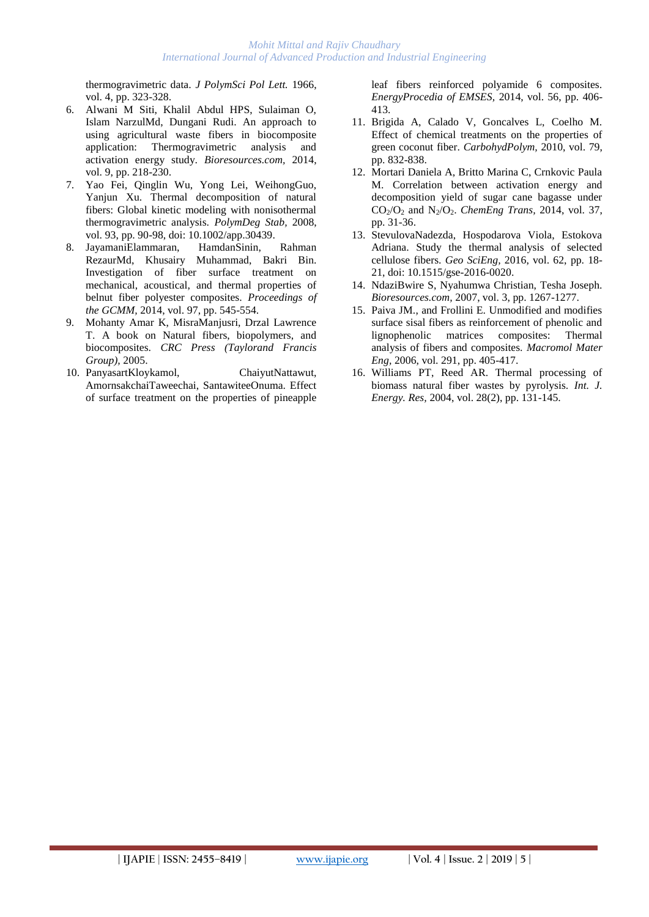thermogravimetric data. *J PolymSci Pol Lett.* 1966, vol. 4, pp. 323-328.

6. Alwani M Siti, Khalil Abdul HPS, Sulaiman O, Islam NarzulMd, Dungani Rudi. An approach to using agricultural waste fibers in biocomposite application: Thermogravimetric analysis and activation energy study. *Bioresources.com*, 2014, vol. 9, pp. 218-230.
7. Yao Fei, Qinglin Wu, Yong Lei, WeihongGuo, Yanjun Xu. Thermal decomposition of natural fibers: Global kinetic modeling with nonisothermal thermogravimetric analysis. *PolymDeg Stab*, 2008, vol. 93, pp. 90-98, doi: 10.1002/app.30439.
8. JayamaniElammaran, HamdanSinin, Rahman RezaurMd, Khusairy Muhammad, Bakri Bin. Investigation of fiber surface treatment on mechanical, acoustical, and thermal properties of belnut fiber polyester composites. *Proceedings of the GCMM*, 2014, vol. 97, pp. 545-554.
9. Mohanty Amar K, MisraManjusri, Drzal Lawrence T. A book on Natural fibers, biopolymers, and biocomposites. *CRC Press (Taylorand Francis Group)*, 2005.
10. PanyasartKloykamol, ChaiyutNattawut, AmornsakchaiTaweechai, SantawiteeOnuma. Effect of surface treatment on the properties of pineapple leaf fibers reinforced polyamide 6 composites. *EnergyProcedia of EMSES*, 2014, vol. 56, pp. 406-413.
11. Brigida A, Calado V, Goncalves L, Coelho M. Effect of chemical treatments on the properties of green coconut fiber. *CarbohydPolym*, 2010, vol. 79, pp. 832-838.
12. Mortari Daniela A, Britto Marina C, Crnkovic Paula M. Correlation between activation energy and decomposition yield of sugar cane bagasse under $CO_2/O_2$ and $N_2/O_2$. *ChemEng Trans*, 2014, vol. 37, pp. 31-36.
13. StevulovaNadezda, Hospodarova Viola, Estokova Adriana. Study the thermal analysis of selected cellulose fibers. *Geo SciEng*, 2016, vol. 62, pp. 18-21, doi: 10.1515/gse-2016-0020.
14. NdaziBwire S, Nyahumwa Christian, Tesha Joseph. *Bioresources.com*, 2007, vol. 3, pp. 1267-1277.
15. Paiva JM., and Frollini E. Unmodified and modifies surface sisal fibers as reinforcement of phenolic and lignophenolic matrices composites: Thermal analysis of fibers and composites. *Macromol Mater Eng*, 2006, vol. 291, pp. 405-417.
16. Williams PT, Reed AR. Thermal processing of biomass natural fiber wastes by pyrolysis. *Int. J. Energy. Res*, 2004, vol. 28(2), pp. 131-145.